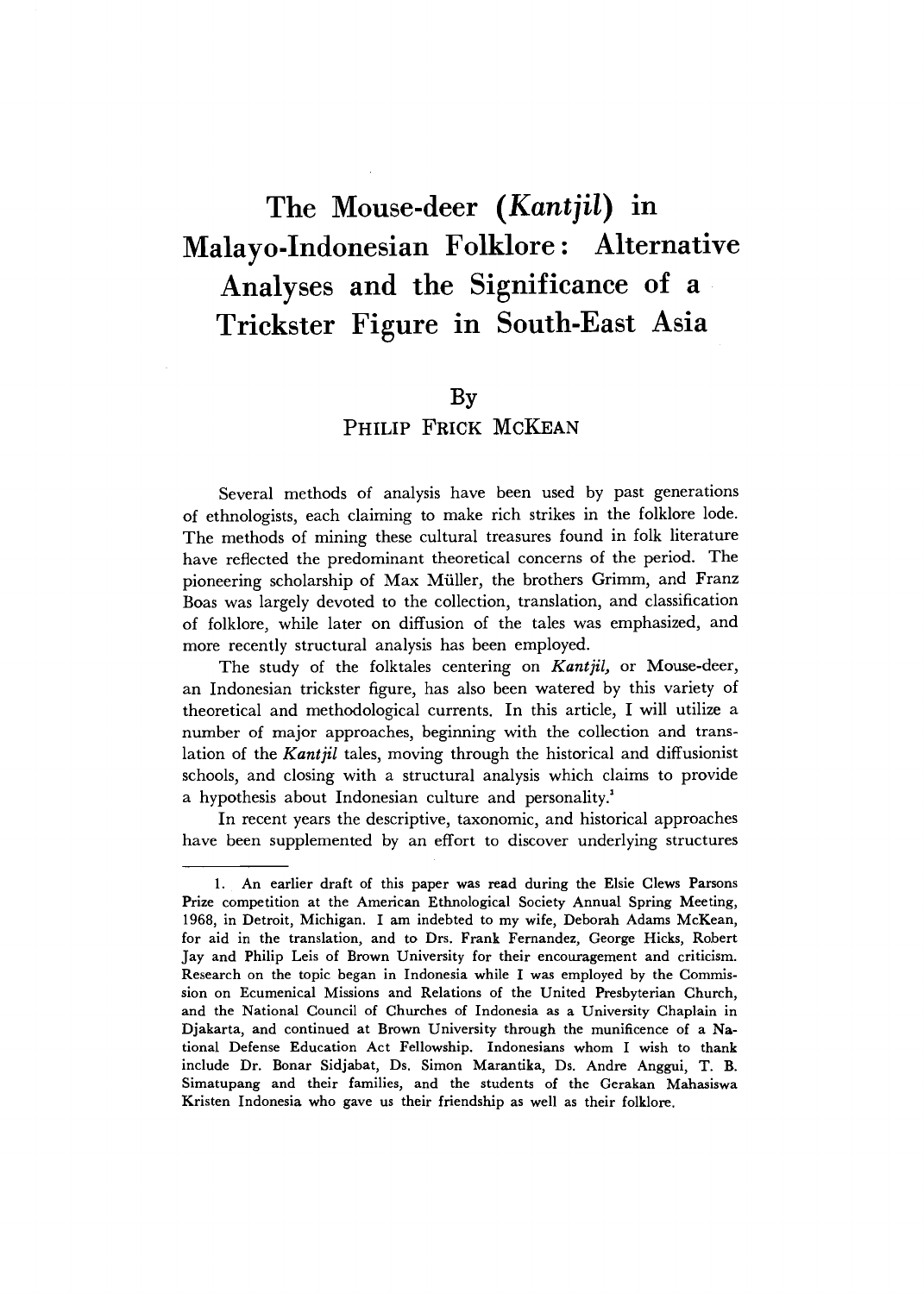# The Mouse-deer (*Kantjil*) in Malayo-Indonesian Folklore: Alternative Analyses and the Significance of a Trickster Figure in South-East Asia

By

PHILIP FRICK MCKEAN

Several methods of analysis have been used by past generations of ethnologists, each claiming to make rich strikes in the folklore lode. The methods of mining these cultural treasures found in folk literature have reflected the predominant theoretical concerns of the period. The pioneering scholarship of Max Müller, the brothers Grimm, and Franz Boas was largely devoted to the collection, translation, and classification of folklore, while later on diffusion of the tales was emphasized, and more recently structural analysis has been employed.

The study of the folktales centering on *Kantjil,* or Mouse-deer, an Indonesian trickster figure, has also been watered by this variety of theoretical and methodological currents. In this article, I will utilize a number of major approaches, beginning with the collection and translation of the *Kantjil* tales, moving through the historical and diffusionist schools, and closing with a structural analysis which claims to provide a hypothesis about Indonesian culture and personality.[1]

In recent years the descriptive, taxonomic, and historical approaches have been supplemented by an effort to discover underlying structures

---

1. An earlier draft of this paper was read during the Elsie Clews Parsons Prize competition at the American Ethnological Society Annual Spring Meeting, 1968, in Detroit, Michigan. I am indebted to my wife, Deborah Adams McKean, for aid in the translation, and to Drs. Frank Fernandez, George Hicks, Robert Jay and Philip Leis of Brown University for their encouragement and criticism. Research on the topic began in Indonesia while I was employed by the Commission on Ecumenical Missions and Relations of the United Presbyterian Church, and the National Council of Churches of Indonesia as a University Chaplain in Djakarta, and continued at Brown University through the munificence of a National Defense Education Act Fellowship. Indonesians whom I wish to thank include Dr. Bonar Sidjabat, Ds. Simon Marantika, Ds. Andre Anggui, T. B. Simatupang and their families, and the students of the Gerakan Mahasiswa Kristen Indonesia who gave us their friendship as well as their folklore.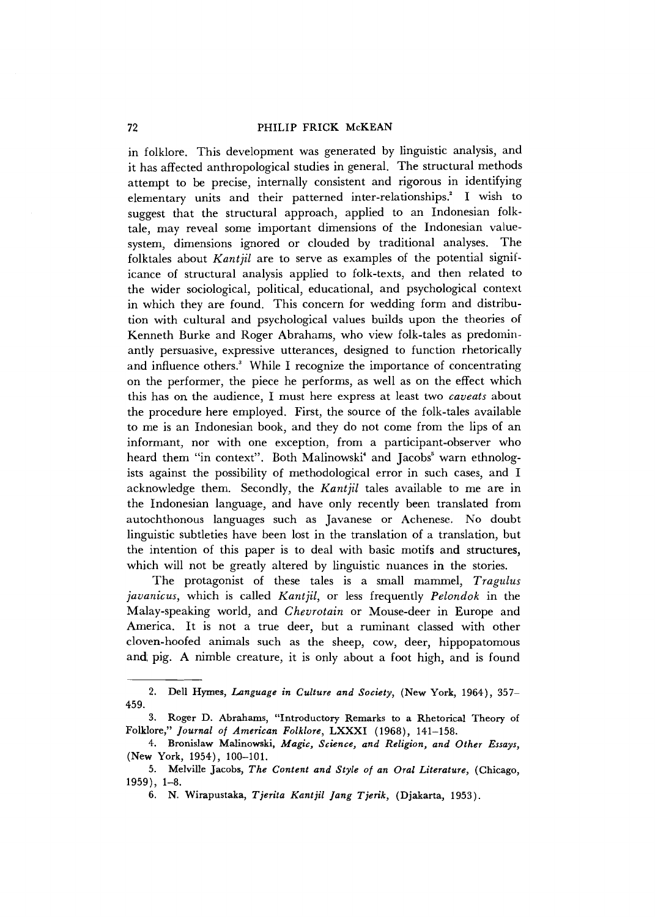in folklore. This development was generated by linguistic analysis, and it has affected anthropological studies in general. The structural methods attempt to be precise, internally consistent and rigorous in identifying elementary units and their patterned inter-relationships.[2] I wish to suggest that the structural approach, applied to an Indonesian folktale, may reveal some important dimensions of the Indonesian value-system, dimensions ignored or clouded by traditional analyses. The folktales about *Kantjil* are to serve as examples of the potential significance of structural analysis applied to folk-texts, and then related to the wider sociological, political, educational, and psychological context in which they are found. This concern for wedding form and distribution with cultural and psychological values builds upon the theories of Kenneth Burke and Roger Abrahams, who view folk-tales as predominantly persuasive, expressive utterances, designed to function rhetorically and influence others.[3] While I recognize the importance of concentrating on the performer, the piece he performs, as well as on the effect which this has on the audience, I must here express at least two *caveats* about the procedure here employed. First, the source of the folk-tales available to me is an Indonesian book, and they do not come from the lips of an informant, nor with one exception, from a participant-observer who heard them "in context". Both Malinowski[4] and Jacobs[5] warn ethnologists against the possibility of methodological error in such cases, and I acknowledge them. Secondly, the *Kantjil* tales available to me are in the Indonesian language, and have only recently been translated from autochthonous languages such as Javanese or Achenese. No doubt linguistic subtleties have been lost in the translation of a translation, but the intention of this paper is to deal with basic motifs and structures, which will not be greatly altered by linguistic nuances in the stories.

The protagonist of these tales is a small mammel, *Tragulus javanicus*, which is called *Kantjil*, or less frequently *Pelondok* in the Malay-speaking world, and *Chevrotain* or Mouse-deer in Europe and America. It is not a true deer, but a ruminant classed with other cloven-hoofed animals such as the sheep, cow, deer, hippopatomous and pig. A nimble creature, it is only about a foot high, and is found

2. Dell Hymes, *Language in Culture and Society*, (New York, 1964), 357–459.

3. Roger D. Abrahams, "Introductory Remarks to a Rhetorical Theory of Folklore," *Journal of American Folklore*, LXXXI (1968), 141–158.

4. Bronislaw Malinowski, *Magic, Science, and Religion, and Other Essays*, (New York, 1954), 100–101.

5. Melville Jacobs, *The Content and Style of an Oral Literature*, (Chicago, 1959), 1–8.

6. N. Wirapustaka, *Tjerita Kantjil Jang Tjerik*, (Djakarta, 1953).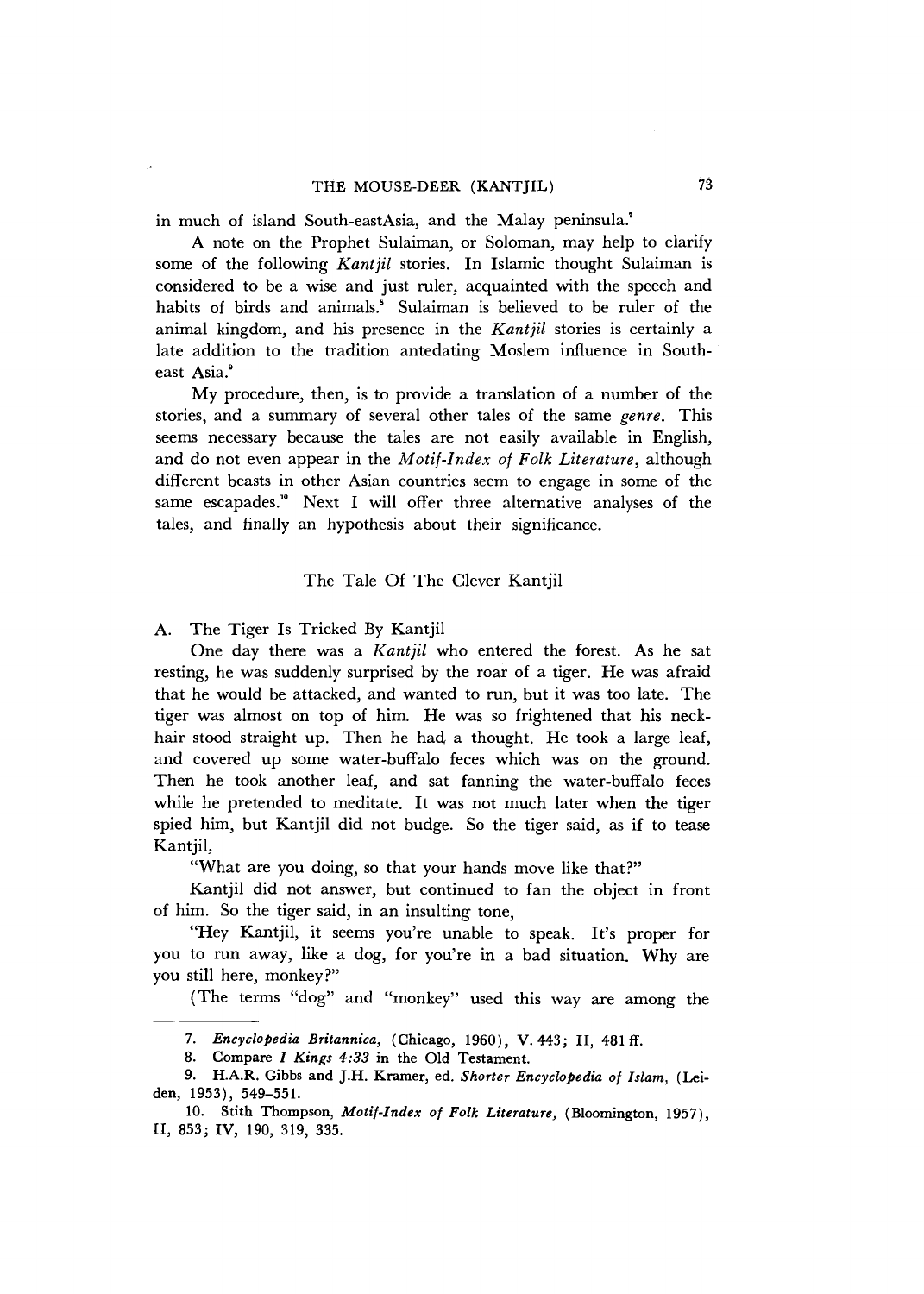in much of island South-eastAsia, and the Malay peninsula.[7]

A note on the Prophet Sulaiman, or Soloman, may help to clarify some of the following *Kantjil* stories. In Islamic thought Sulaiman is considered to be a wise and just ruler, acquainted with the speech and habits of birds and animals.[8] Sulaiman is believed to be ruler of the animal kingdom, and his presence in the *Kantjil* stories is certainly a late addition to the tradition antedating Moslem influence in South-east Asia.[9]

My procedure, then, is to provide a translation of a number of the stories, and a summary of several other tales of the same *genre*. This seems necessary because the tales are not easily available in English, and do not even appear in the *Motif-Index of Folk Literature*, although different beasts in other Asian countries seem to engage in some of the same escapades.[10] Next I will offer three alternative analyses of the tales, and finally an hypothesis about their significance.

## The Tale Of The Clever Kantjil

### A. The Tiger Is Tricked By Kantjil

One day there was a *Kantjil* who entered the forest. As he sat resting, he was suddenly surprised by the roar of a tiger. He was afraid that he would be attacked, and wanted to run, but it was too late. The tiger was almost on top of him. He was so frightened that his neck-hair stood straight up. Then he had a thought. He took a large leaf, and covered up some water-buffalo feces which was on the ground. Then he took another leaf, and sat fanning the water-buffalo feces while he pretended to meditate. It was not much later when the tiger spied him, but Kantjil did not budge. So the tiger said, as if to tease Kantjil,

"What are you doing, so that your hands move like that?"

Kantjil did not answer, but continued to fan the object in front of him. So the tiger said, in an insulting tone,

"Hey Kantjil, it seems you're unable to speak. It's proper for you to run away, like a dog, for you're in a bad situation. Why are you still here, monkey?"

(The terms "dog" and "monkey" used this way are among the

---

7. *Encyclopedia Britannica*, (Chicago, 1960), V. 443; II, 481 ff.

8. Compare *I Kings 4:33* in the Old Testament.

9. H.A.R. Gibbs and J.H. Kramer, ed. *Shorter Encyclopedia of Islam*, (Leiden, 1953), 549–551.

10. Stith Thompson, *Motif-Index of Folk Literature*, (Bloomington, 1957), II, 853; IV, 190, 319, 335.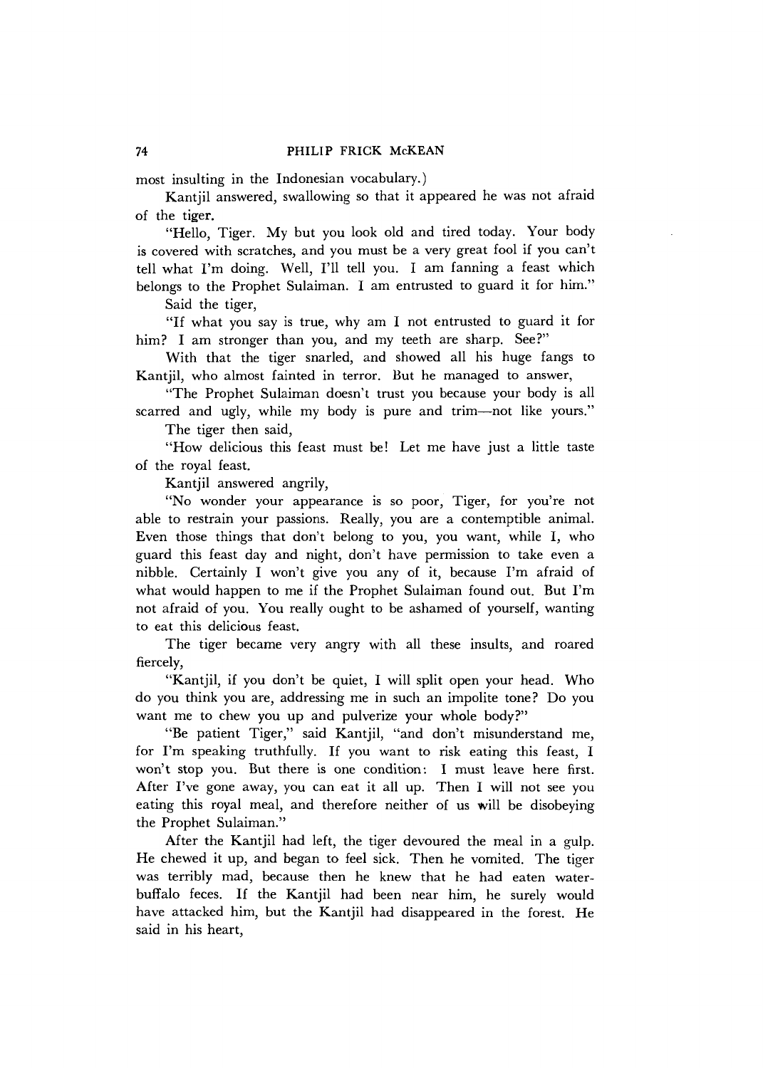most insulting in the Indonesian vocabulary.)

Kantjil answered, swallowing so that it appeared he was not afraid of the tiger.

"Hello, Tiger. My but you look old and tired today. Your body is covered with scratches, and you must be a very great fool if you can't tell what I'm doing. Well, I'll tell you. I am fanning a feast which belongs to the Prophet Sulaiman. I am entrusted to guard it for him."

Said the tiger,

"If what you say is true, why am I not entrusted to guard it for him? I am stronger than you, and my teeth are sharp. See?"

With that the tiger snarled, and showed all his huge fangs to Kantjil, who almost fainted in terror. But he managed to answer,

"The Prophet Sulaiman doesn't trust you because your body is all scarred and ugly, while my body is pure and trim—not like yours."

The tiger then said,

"How delicious this feast must be! Let me have just a little taste of the royal feast.

Kantjil answered angrily,

"No wonder your appearance is so poor, Tiger, for you're not able to restrain your passions. Really, you are a contemptible animal. Even those things that don't belong to you, you want, while I, who guard this feast day and night, don't have permission to take even a nibble. Certainly I won't give you any of it, because I'm afraid of what would happen to me if the Prophet Sulaiman found out. But I'm not afraid of you. You really ought to be ashamed of yourself, wanting to eat this delicious feast.

The tiger became very angry with all these insults, and roared fiercely,

"Kantjil, if you don't be quiet, I will split open your head. Who do you think you are, addressing me in such an impolite tone? Do you want me to chew you up and pulverize your whole body?"

"Be patient Tiger," said Kantjil, "and don't misunderstand me, for I'm speaking truthfully. If you want to risk eating this feast, I won't stop you. But there is one condition: I must leave here first. After I've gone away, you can eat it all up. Then I will not see you eating this royal meal, and therefore neither of us will be disobeying the Prophet Sulaiman."

After the Kantjil had left, the tiger devoured the meal in a gulp. He chewed it up, and began to feel sick. Then he vomited. The tiger was terribly mad, because then he knew that he had eaten water-buffalo feces. If the Kantjil had been near him, he surely would have attacked him, but the Kantjil had disappeared in the forest. He said in his heart,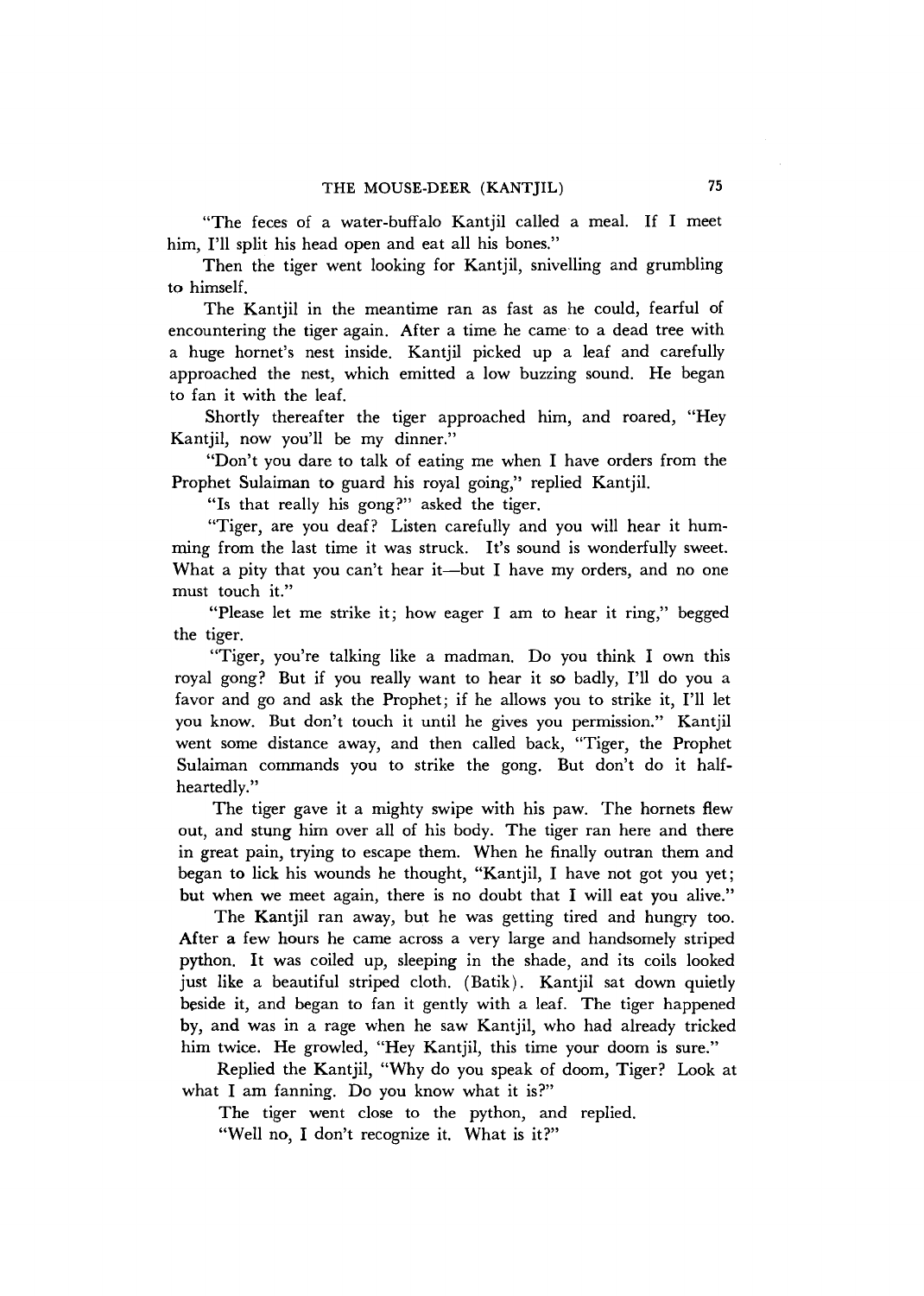"The feces of a water-buffalo Kantjil called a meal. If I meet him, I'll split his head open and eat all his bones."

Then the tiger went looking for Kantjil, snivelling and grumbling to himself.

The Kantjil in the meantime ran as fast as he could, fearful of encountering the tiger again. After a time he came to a dead tree with a huge hornet's nest inside. Kantjil picked up a leaf and carefully approached the nest, which emitted a low buzzing sound. He began to fan it with the leaf.

Shortly thereafter the tiger approached him, and roared, "Hey Kantjil, now you'll be my dinner."

"Don't you dare to talk of eating me when I have orders from the Prophet Sulaiman to guard his royal going," replied Kantjil.

"Is that really his gong?" asked the tiger.

"Tiger, are you deaf? Listen carefully and you will hear it humming from the last time it was struck. It's sound is wonderfully sweet. What a pity that you can't hear it—but I have my orders, and no one must touch it."

"Please let me strike it; how eager I am to hear it ring," begged the tiger.

"Tiger, you're talking like a madman. Do you think I own this royal gong? But if you really want to hear it so badly, I'll do you a favor and go and ask the Prophet; if he allows you to strike it, I'll let you know. But don't touch it until he gives you permission." Kantjil went some distance away, and then called back, "Tiger, the Prophet Sulaiman commands you to strike the gong. But don't do it half-heartedly."

The tiger gave it a mighty swipe with his paw. The hornets flew out, and stung him over all of his body. The tiger ran here and there in great pain, trying to escape them. When he finally outran them and began to lick his wounds he thought, "Kantjil, I have not got you yet; but when we meet again, there is no doubt that I will eat you alive."

The Kantjil ran away, but he was getting tired and hungry too. After a few hours he came across a very large and handsomely striped python. It was coiled up, sleeping in the shade, and its coils looked just like a beautiful striped cloth. (Batik). Kantjil sat down quietly beside it, and began to fan it gently with a leaf. The tiger happened by, and was in a rage when he saw Kantjil, who had already tricked him twice. He growled, "Hey Kantjil, this time your doom is sure."

Replied the Kantjil, "Why do you speak of doom, Tiger? Look at what I am fanning. Do you know what it is?"

The tiger went close to the python, and replied.

"Well no, I don't recognize it. What is it?"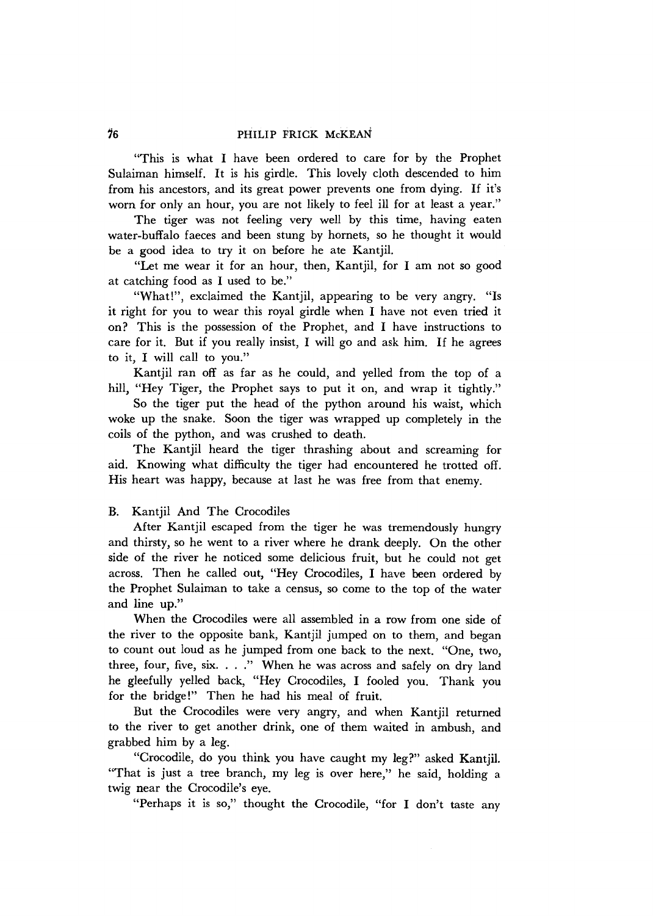"This is what I have been ordered to care for by the Prophet Sulaiman himself. It is his girdle. This lovely cloth descended to him from his ancestors, and its great power prevents one from dying. If it's worn for only an hour, you are not likely to feel ill for at least a year."

The tiger was not feeling very well by this time, having eaten water-buffalo faeces and been stung by hornets, so he thought it would be a good idea to try it on before he ate Kantjil.

"Let me wear it for an hour, then, Kantjil, for I am not so good at catching food as I used to be."

"What!", exclaimed the Kantjil, appearing to be very angry. "Is it right for you to wear this royal girdle when I have not even tried it on? This is the possession of the Prophet, and I have instructions to care for it. But if you really insist, I will go and ask him. If he agrees to it, I will call to you."

Kantjil ran off as far as he could, and yelled from the top of a hill, "Hey Tiger, the Prophet says to put it on, and wrap it tightly."

So the tiger put the head of the python around his waist, which woke up the snake. Soon the tiger was wrapped up completely in the coils of the python, and was crushed to death.

The Kantjil heard the tiger thrashing about and screaming for aid. Knowing what difficulty the tiger had encountered he trotted off. His heart was happy, because at last he was free from that enemy.

B. Kantjil And The Crocodiles

After Kantjil escaped from the tiger he was tremendously hungry and thirsty, so he went to a river where he drank deeply. On the other side of the river he noticed some delicious fruit, but he could not get across. Then he called out, "Hey Crocodiles, I have been ordered by the Prophet Sulaiman to take a census, so come to the top of the water and line up."

When the Crocodiles were all assembled in a row from one side of the river to the opposite bank, Kantjil jumped on to them, and began to count out loud as he jumped from one back to the next. "One, two, three, four, five, six. . . ." When he was across and safely on dry land he gleefully yelled back, "Hey Crocodiles, I fooled you. Thank you for the bridge!" Then he had his meal of fruit.

But the Crocodiles were very angry, and when Kantjil returned to the river to get another drink, one of them waited in ambush, and grabbed him by a leg.

"Crocodile, do you think you have caught my leg?" asked Kantjil. "That is just a tree branch, my leg is over here," he said, holding a twig near the Crocodile's eye.

"Perhaps it is so," thought the Crocodile, "for I don't taste any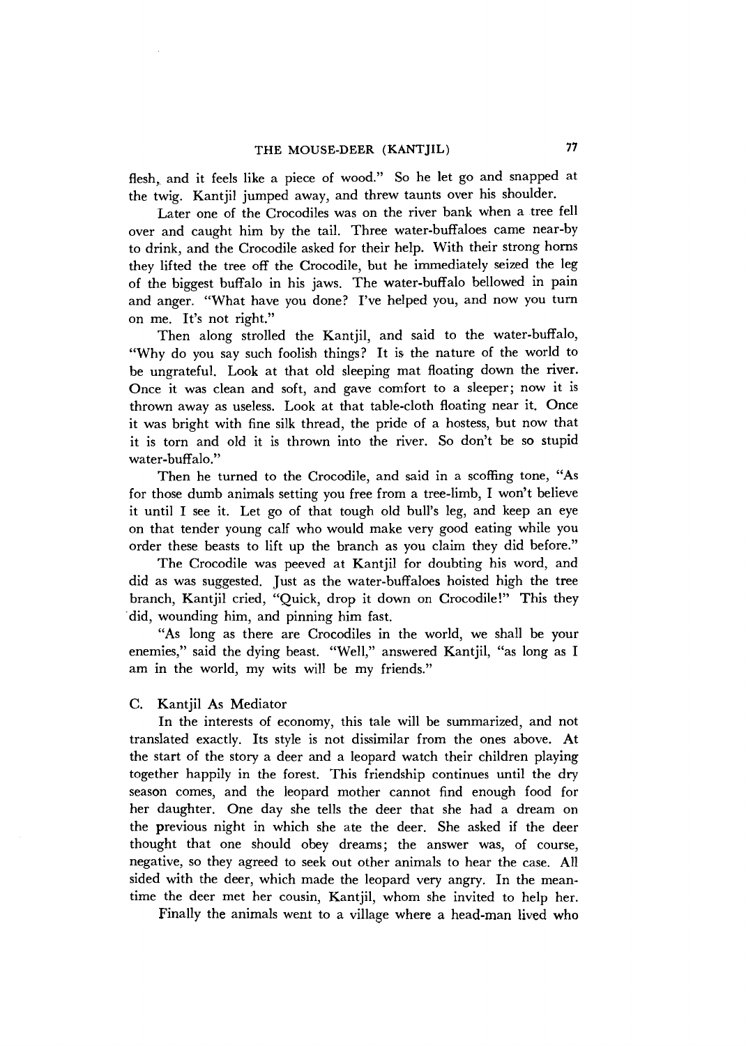flesh, and it feels like a piece of wood." So he let go and snapped at the twig. Kantjil jumped away, and threw taunts over his shoulder.

Later one of the Crocodiles was on the river bank when a tree fell over and caught him by the tail. Three water-buffaloes came near-by to drink, and the Crocodile asked for their help. With their strong horns they lifted the tree off the Crocodile, but he immediately seized the leg of the biggest buffalo in his jaws. The water-buffalo bellowed in pain and anger. "What have you done? I've helped you, and now you turn on me. It's not right."

Then along strolled the Kantjil, and said to the water-buffalo, "Why do you say such foolish things? It is the nature of the world to be ungrateful. Look at that old sleeping mat floating down the river. Once it was clean and soft, and gave comfort to a sleeper; now it is thrown away as useless. Look at that table-cloth floating near it. Once it was bright with fine silk thread, the pride of a hostess, but now that it is torn and old it is thrown into the river. So don't be so stupid water-buffalo."

Then he turned to the Crocodile, and said in a scoffing tone, "As for those dumb animals setting you free from a tree-limb, I won't believe it until I see it. Let go of that tough old bull's leg, and keep an eye on that tender young calf who would make very good eating while you order these beasts to lift up the branch as you claim they did before."

The Crocodile was peeved at Kantjil for doubting his word, and did as was suggested. Just as the water-buffaloes hoisted high the tree branch, Kantjil cried, "Quick, drop it down on Crocodile!" This they did, wounding him, and pinning him fast.

"As long as there are Crocodiles in the world, we shall be your enemies," said the dying beast. "Well," answered Kantjil, "as long as I am in the world, my wits will be my friends."

## C. Kantjil As Mediator

In the interests of economy, this tale will be summarized, and not translated exactly. Its style is not dissimilar from the ones above. At the start of the story a deer and a leopard watch their children playing together happily in the forest. This friendship continues until the dry season comes, and the leopard mother cannot find enough food for her daughter. One day she tells the deer that she had a dream on the previous night in which she ate the deer. She asked if the deer thought that one should obey dreams; the answer was, of course, negative, so they agreed to seek out other animals to hear the case. All sided with the deer, which made the leopard very angry. In the meantime the deer met her cousin, Kantjil, whom she invited to help her.

Finally the animals went to a village where a head-man lived who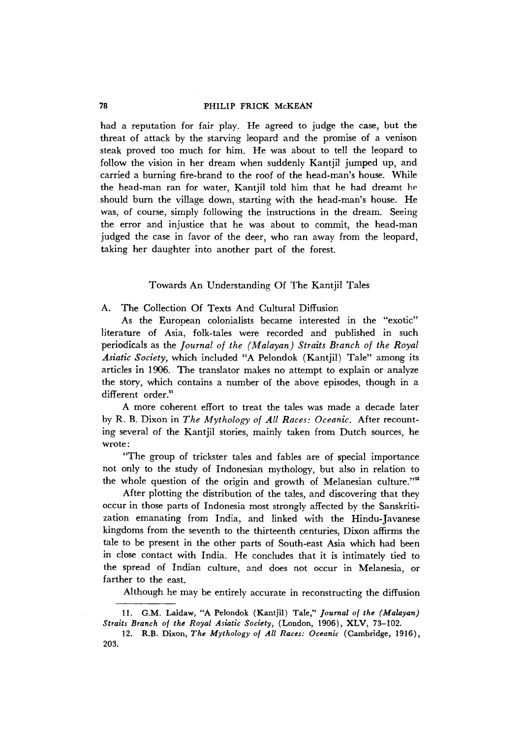had a reputation for fair play. He agreed to judge the case, but the threat of attack by the starving leopard and the promise of a venison steak proved too much for him. He was about to tell the leopard to follow the vision in her dream when suddenly Kantjil jumped up, and carried a burning fire-brand to the roof of the head-man's house. While the head-man ran for water, Kantjil told him that he had dreamt he should burn the village down, starting with the head-man's house. He was, of course, simply following the instructions in the dream. Seeing the error and injustice that he was about to commit, the head-man judged the case in favor of the deer, who ran away from the leopard, taking her daughter into another part of the forest.

## Towards An Understanding Of The Kantjil Tales

### A. The Collection Of Texts And Cultural Diffusion

As the European colonialists became interested in the "exotic" literature of Asia, folk-tales were recorded and published in such periodicals as the *Journal of the (Malayan) Straits Branch of the Royal Asiatic Society,* which included "A Pelondok (Kantjil) Tale" among its articles in 1906. The translator makes no attempt to explain or analyze the story, which contains a number of the above episodes, though in a different order.[11]

A more coherent effort to treat the tales was made a decade later by R. B. Dixon in *The Mythology of All Races: Oceanic.* After recounting several of the Kantjil stories, mainly taken from Dutch sources, he wrote:

"The group of trickster tales and fables are of special importance not only to the study of Indonesian mythology, but also in relation to the whole question of the origin and growth of Melanesian culture."[12]

After plotting the distribution of the tales, and discovering that they occur in those parts of Indonesia most strongly affected by the Sanskritization emanating from India, and linked with the Hindu-Javanese kingdoms from the seventh to the thirteenth centuries, Dixon affirms the tale to be present in the other parts of South-east Asia which had been in close contact with India. He concludes that it is intimately tied to the spread of Indian culture, and does not occur in Melanesia, or farther to the east.

Although he may be entirely accurate in reconstructing the diffusion

---

11. G.M. Laidaw, "A Pelondok (Kantjil) Tale," *Journal of the (Malayan) Straits Branch of the Royal Asiatic Society,* (London, 1906), XLV, 73–102.

12. R.B. Dixon, *The Mythology of All Races: Oceanic* (Cambridge, 1916), 203.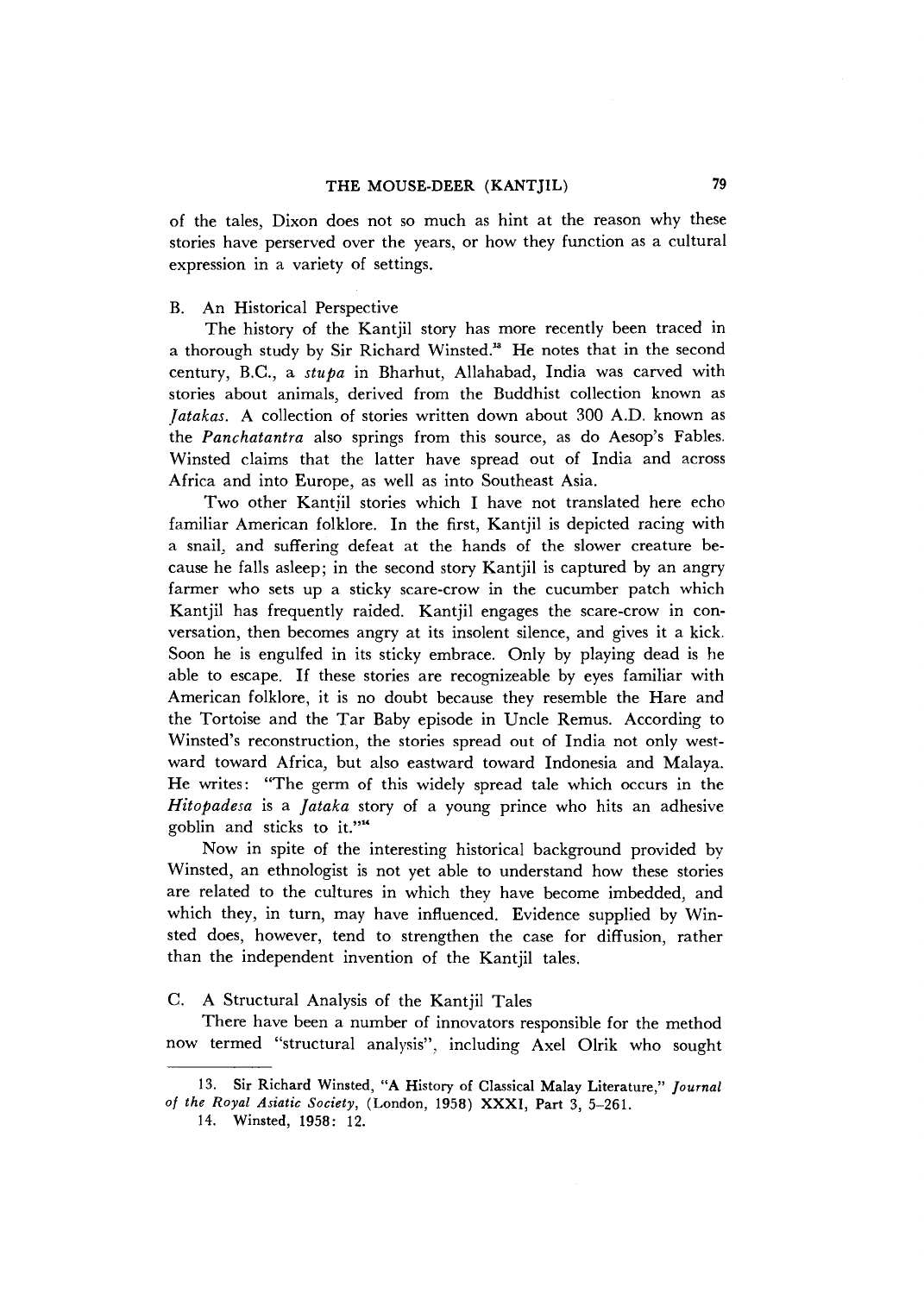of the tales, Dixon does not so much as hint at the reason why these stories have perserved over the years, or how they function as a cultural expression in a variety of settings.

## B. An Historical Perspective

The history of the Kantjil story has more recently been traced in a thorough study by Sir Richard Winsted.[13] He notes that in the second century, B.C., a *stupa* in Bharhut, Allahabad, India was carved with stories about animals, derived from the Buddhist collection known as *Jatakas*. A collection of stories written down about 300 A.D. known as the *Panchatantra* also springs from this source, as do Aesop's Fables. Winsted claims that the latter have spread out of India and across Africa and into Europe, as well as into Southeast Asia.

Two other Kantjil stories which I have not translated here echo familiar American folklore. In the first, Kantjil is depicted racing with a snail, and suffering defeat at the hands of the slower creature because he falls asleep; in the second story Kantjil is captured by an angry farmer who sets up a sticky scare-crow in the cucumber patch which Kantjil has frequently raided. Kantjil engages the scare-crow in conversation, then becomes angry at its insolent silence, and gives it a kick. Soon he is engulfed in its sticky embrace. Only by playing dead is he able to escape. If these stories are recognizeable by eyes familiar with American folklore, it is no doubt because they resemble the Hare and the Tortoise and the Tar Baby episode in Uncle Remus. According to Winsted's reconstruction, the stories spread out of India not only westward toward Africa, but also eastward toward Indonesia and Malaya. He writes: "The germ of this widely spread tale which occurs in the *Hitopadesa* is a *Jataka* story of a young prince who hits an adhesive goblin and sticks to it."[14]

Now in spite of the interesting historical background provided by Winsted, an ethnologist is not yet able to understand how these stories are related to the cultures in which they have become imbedded, and which they, in turn, may have influenced. Evidence supplied by Winsted does, however, tend to strengthen the case for diffusion, rather than the independent invention of the Kantjil tales.

## C. A Structural Analysis of the Kantjil Tales

There have been a number of innovators responsible for the method now termed "structural analysis", including Axel Olrik who sought

---

13. Sir Richard Winsted, "A History of Classical Malay Literature," *Journal of the Royal Asiatic Society*, (London, 1958) XXXI, Part 3, 5–261.

14. Winsted, 1958: 12.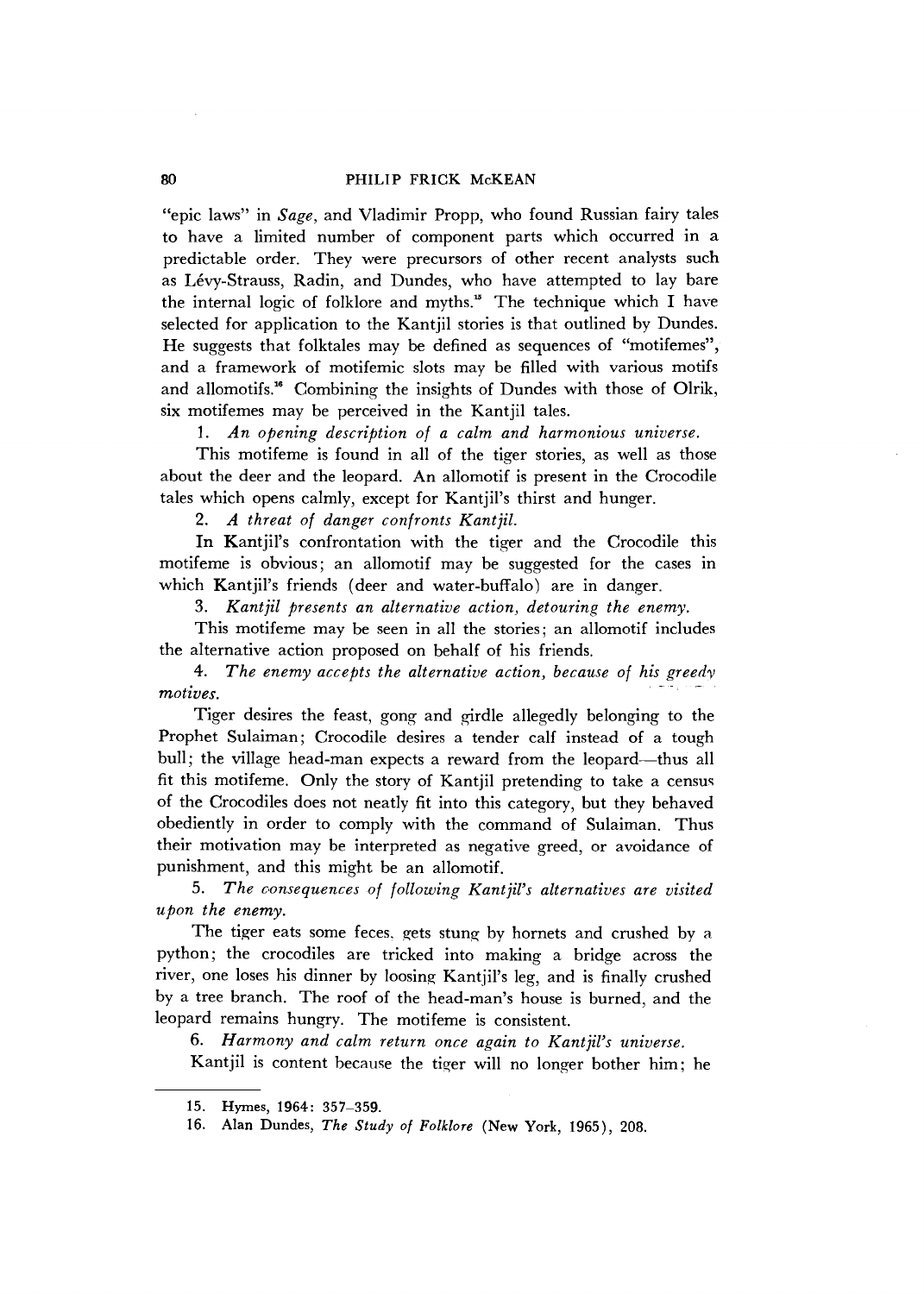"epic laws" in *Sage*, and Vladimir Propp, who found Russian fairy tales to have a limited number of component parts which occurred in a predictable order. They were precursors of other recent analysts such as Lévy-Strauss, Radin, and Dundes, who have attempted to lay bare the internal logic of folklore and myths.[15] The technique which I have selected for application to the Kantjil stories is that outlined by Dundes. He suggests that folktales may be defined as sequences of "motifemes", and a framework of motifemic slots may be filled with various motifs and allomotifs.[16] Combining the insights of Dundes with those of Olrik, six motifemes may be perceived in the Kantjil tales.

1. *An opening description of a calm and harmonious universe.*

This motifeme is found in all of the tiger stories, as well as those about the deer and the leopard. An allomotif is present in the Crocodile tales which opens calmly, except for Kantjil's thirst and hunger.

2. *A threat of danger confronts Kantjil.*

In Kantjil's confrontation with the tiger and the Crocodile this motifeme is obvious; an allomotif may be suggested for the cases in which Kantjil's friends (deer and water-buffalo) are in danger.

3. *Kantjil presents an alternative action, detouring the enemy.*

This motifeme may be seen in all the stories; an allomotif includes the alternative action proposed on behalf of his friends.

4. *The enemy accepts the alternative action, because of his greedy motives.*

Tiger desires the feast, gong and girdle allegedly belonging to the Prophet Sulaiman; Crocodile desires a tender calf instead of a tough bull; the village head-man expects a reward from the leopard—thus all fit this motifeme. Only the story of Kantjil pretending to take a census of the Crocodiles does not neatly fit into this category, but they behaved obediently in order to comply with the command of Sulaiman. Thus their motivation may be interpreted as negative greed, or avoidance of punishment, and this might be an allomotif.

5. *The consequences of following Kantjil's alternatives are visited upon the enemy.*

The tiger eats some feces, gets stung by hornets and crushed by a python; the crocodiles are tricked into making a bridge across the river, one loses his dinner by loosing Kantjil's leg, and is finally crushed by a tree branch. The roof of the head-man's house is burned, and the leopard remains hungry. The motifeme is consistent.

6. *Harmony and calm return once again to Kantjil's universe.*

Kantjil is content because the tiger will no longer bother him; he

---

15. Hymes, 1964: 357–359.

16. Alan Dundes, *The Study of Folklore* (New York, 1965), 208.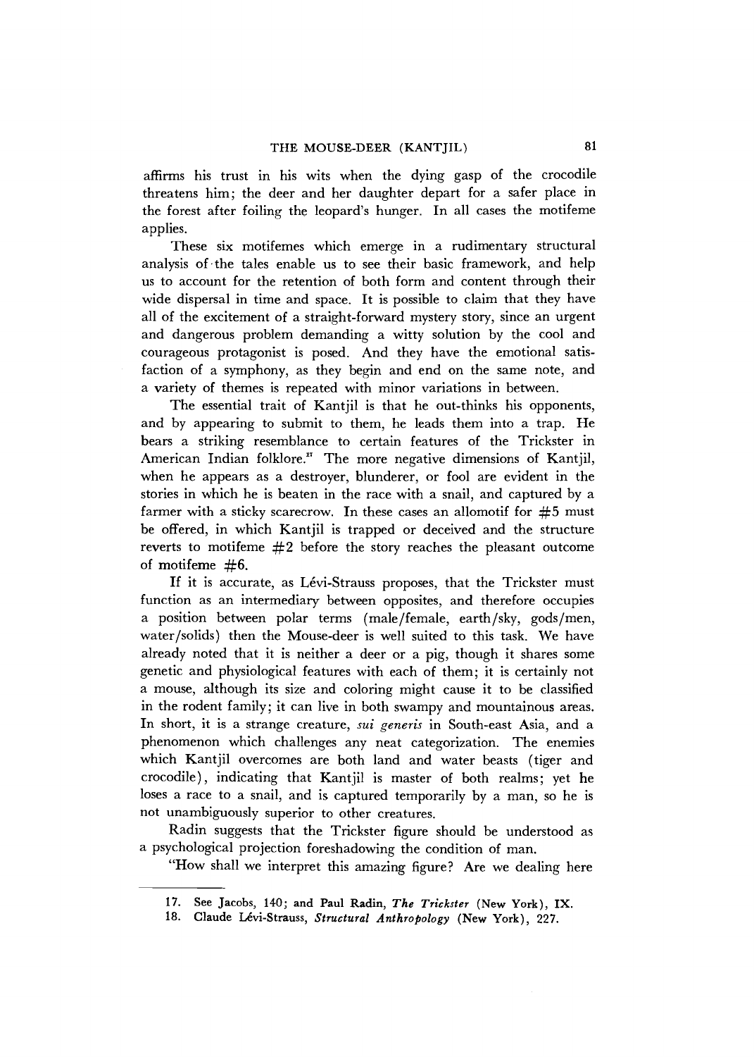affirms his trust in his wits when the dying gasp of the crocodile threatens him; the deer and her daughter depart for a safer place in the forest after foiling the leopard's hunger. In all cases the motifeme applies.

These six motifemes which emerge in a rudimentary structural analysis of the tales enable us to see their basic framework, and help us to account for the retention of both form and content through their wide dispersal in time and space. It is possible to claim that they have all of the excitement of a straight-forward mystery story, since an urgent and dangerous problem demanding a witty solution by the cool and courageous protagonist is posed. And they have the emotional satisfaction of a symphony, as they begin and end on the same note, and a variety of themes is repeated with minor variations in between.

The essential trait of Kantjil is that he out-thinks his opponents, and by appearing to submit to them, he leads them into a trap. He bears a striking resemblance to certain features of the Trickster in American Indian folklore.[17] The more negative dimensions of Kantjil, when he appears as a destroyer, blunderer, or fool are evident in the stories in which he is beaten in the race with a snail, and captured by a farmer with a sticky scarecrow. In these cases an allomotif for #5 must be offered, in which Kantjil is trapped or deceived and the structure reverts to motifeme #2 before the story reaches the pleasant outcome of motifeme #6.

If it is accurate, as Lévi-Strauss proposes, that the Trickster must function as an intermediary between opposites, and therefore occupies a position between polar terms (male/female, earth/sky, gods/men, water/solids) then the Mouse-deer is well suited to this task. We have already noted that it is neither a deer or a pig, though it shares some genetic and physiological features with each of them; it is certainly not a mouse, although its size and coloring might cause it to be classified in the rodent family; it can live in both swampy and mountainous areas. In short, it is a strange creature, *sui generis* in South-east Asia, and a phenomenon which challenges any neat categorization. The enemies which Kantjil overcomes are both land and water beasts (tiger and crocodile), indicating that Kantjil is master of both realms; yet he loses a race to a snail, and is captured temporarily by a man, so he is not unambiguously superior to other creatures.

Radin suggests that the Trickster figure should be understood as a psychological projection foreshadowing the condition of man.

"How shall we interpret this amazing figure? Are we dealing here

---

17. See Jacobs, 140; and Paul Radin, *The Trickster* (New York), IX.

18. Claude Lévi-Strauss, *Structural Anthropology* (New York), 227.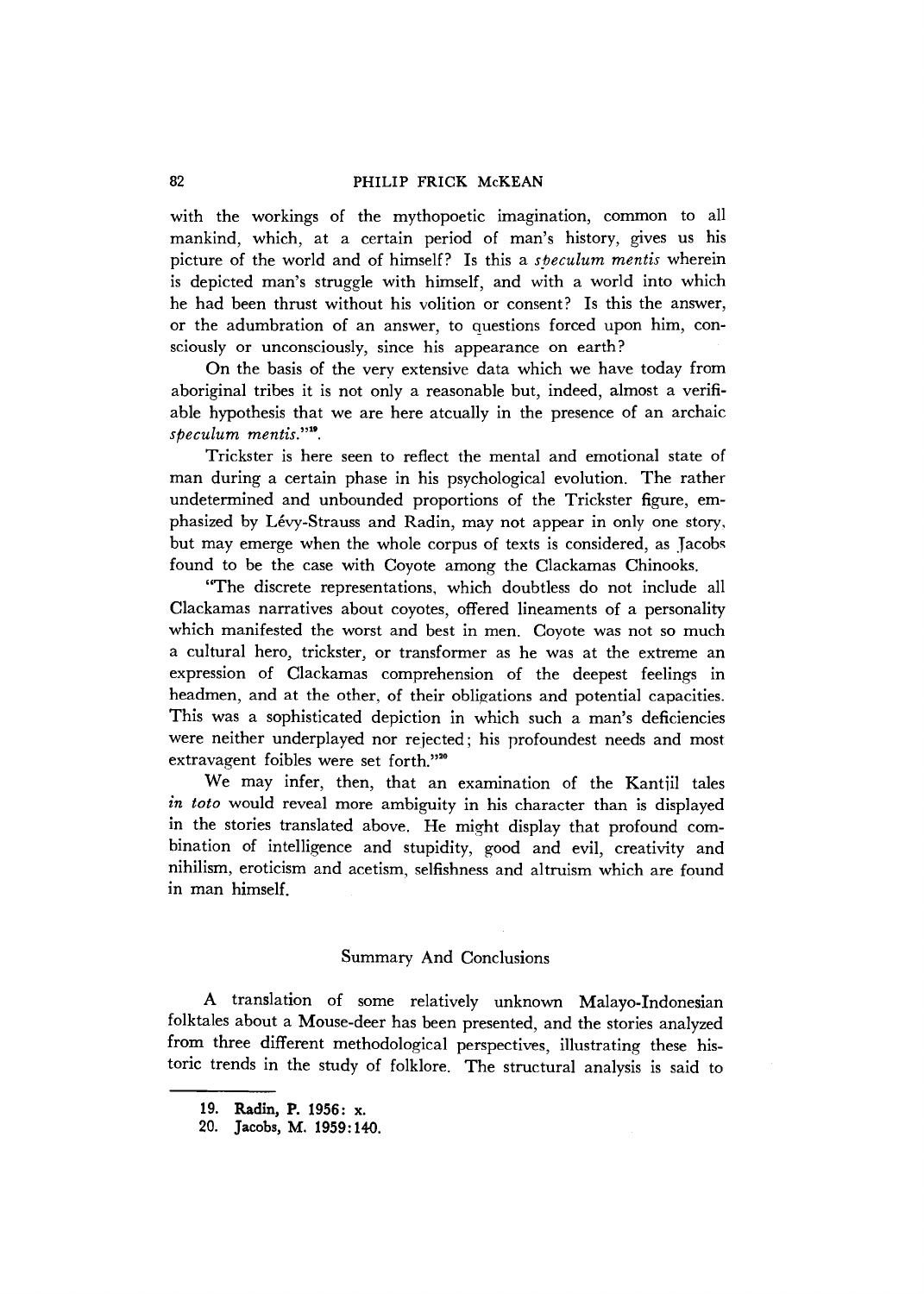with the workings of the mythopoetic imagination, common to all mankind, which, at a certain period of man's history, gives us his picture of the world and of himself? Is this a *speculum mentis* wherein is depicted man's struggle with himself, and with a world into which he had been thrust without his volition or consent? Is this the answer, or the adumbration of an answer, to questions forced upon him, consciously or unconsciously, since his appearance on earth?

On the basis of the very extensive data which we have today from aboriginal tribes it is not only a reasonable but, indeed, almost a verifiable hypothesis that we are here atcually in the presence of an archaic *speculum mentis*."[19].

Trickster is here seen to reflect the mental and emotional state of man during a certain phase in his psychological evolution. The rather undetermined and unbounded proportions of the Trickster figure, emphasized by Lévy-Strauss and Radin, may not appear in only one story, but may emerge when the whole corpus of texts is considered, as Jacobs found to be the case with Coyote among the Clackamas Chinooks.

"The discrete representations, which doubtless do not include all Clackamas narratives about coyotes, offered lineaments of a personality which manifested the worst and best in men. Coyote was not so much a cultural hero, trickster, or transformer as he was at the extreme an expression of Clackamas comprehension of the deepest feelings in headmen, and at the other, of their obligations and potential capacities. This was a sophisticated depiction in which such a man's deficiencies were neither underplayed nor rejected; his profoundest needs and most extravagent foibles were set forth."[20]

We may infer, then, that an examination of the Kantjil tales *in toto* would reveal more ambiguity in his character than is displayed in the stories translated above. He might display that profound combination of intelligence and stupidity, good and evil, creativity and nihilism, eroticism and acetism, selfishness and altruism which are found in man himself.

## Summary And Conclusions

A translation of some relatively unknown Malayo-Indonesian folktales about a Mouse-deer has been presented, and the stories analyzed from three different methodological perspectives, illustrating these historic trends in the study of folklore. The structural analysis is said to

19. **Radin, P. 1956: x.**
20. **Jacobs, M. 1959:140.**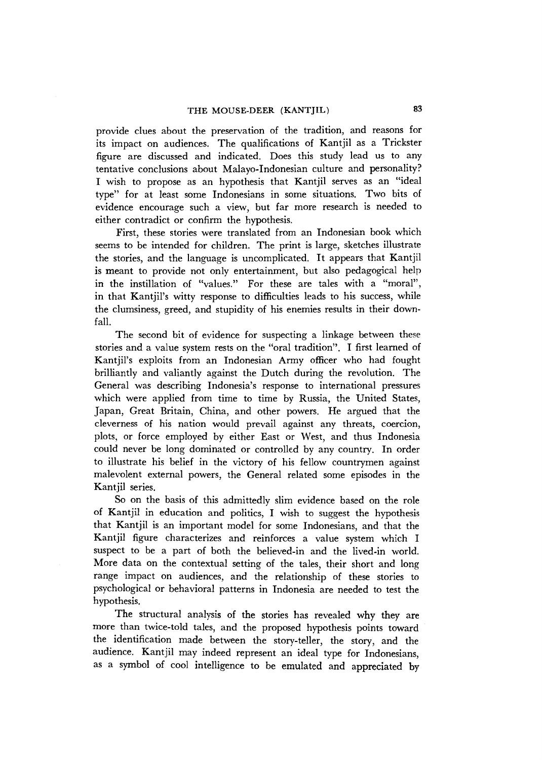provide clues about the preservation of the tradition, and reasons for its impact on audiences. The qualifications of Kantjil as a Trickster figure are discussed and indicated. Does this study lead us to any tentative conclusions about Malayo-Indonesian culture and personality? I wish to propose as an hypothesis that Kantjil serves as an "ideal type" for at least some Indonesians in some situations. Two bits of evidence encourage such a view, but far more research is needed to either contradict or confirm the hypothesis.

First, these stories were translated from an Indonesian book which seems to be intended for children. The print is large, sketches illustrate the stories, and the language is uncomplicated. It appears that Kantjil is meant to provide not only entertainment, but also pedagogical help in the instillation of "values." For these are tales with a "moral", in that Kantjil's witty response to difficulties leads to his success, while the clumsiness, greed, and stupidity of his enemies results in their downfall.

The second bit of evidence for suspecting a linkage between these stories and a value system rests on the "oral tradition". I first learned of Kantjil's exploits from an Indonesian Army officer who had fought brilliantly and valiantly against the Dutch during the revolution. The General was describing Indonesia's response to international pressures which were applied from time to time by Russia, the United States, Japan, Great Britain, China, and other powers. He argued that the cleverness of his nation would prevail against any threats, coercion, plots, or force employed by either East or West, and thus Indonesia could never be long dominated or controlled by any country. In order to illustrate his belief in the victory of his fellow countrymen against malevolent external powers, the General related some episodes in the Kantjil series.

So on the basis of this admittedly slim evidence based on the role of Kantjil in education and politics, I wish to suggest the hypothesis that Kantjil is an important model for some Indonesians, and that the Kantjil figure characterizes and reinforces a value system which I suspect to be a part of both the believed-in and the lived-in world. More data on the contextual setting of the tales, their short and long range impact on audiences, and the relationship of these stories to psychological or behavioral patterns in Indonesia are needed to test the hypothesis.

The structural analysis of the stories has revealed why they are more than twice-told tales, and the proposed hypothesis points toward the identification made between the story-teller, the story, and the audience. Kantjil may indeed represent an ideal type for Indonesians, as a symbol of cool intelligence to be emulated and appreciated by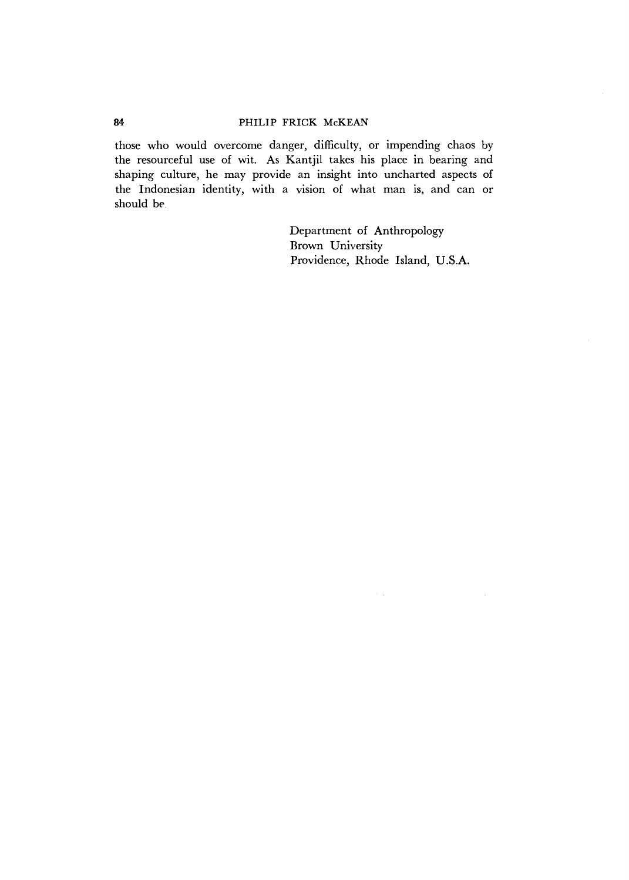those who would overcome danger, difficulty, or impending chaos by the resourceful use of wit. As Kantjil takes his place in bearing and shaping culture, he may provide an insight into uncharted aspects of the Indonesian identity, with a vision of what man is, and can or should be.

Department of Anthropology
Brown University
Providence, Rhode Island, U.S.A.